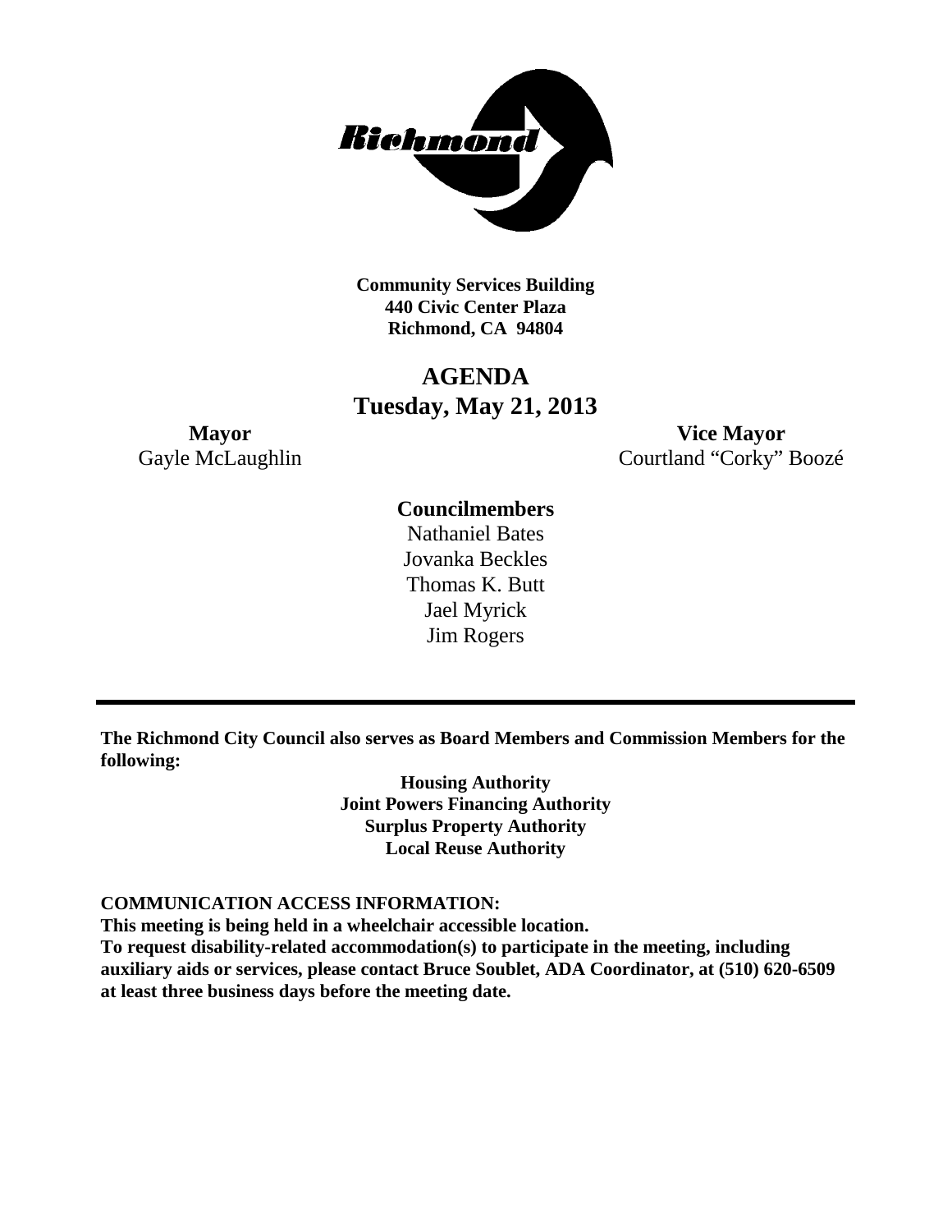**Community Services Building**
**440 Civic Center Plaza**
**Richmond, CA 94804**

# AGENDA
## Tuesday, May 21, 2013

**Mayor**
Gayle McLaughlin

**Vice Mayor**
Courtland "Corky" Boozé

**Councilmembers**
Nathaniel Bates
Jovanka Beckles
Thomas K. Butt
Jael Myrick
Jim Rogers

---

**The Richmond City Council also serves as Board Members and Commission Members for the following:**

**Housing Authority**
**Joint Powers Financing Authority**
**Surplus Property Authority**
**Local Reuse Authority**

**COMMUNICATION ACCESS INFORMATION:**
**This meeting is being held in a wheelchair accessible location.**
**To request disability-related accommodation(s) to participate in the meeting, including auxiliary aids or services, please contact Bruce Soublet, ADA Coordinator, at (510) 620-6509 at least three business days before the meeting date.**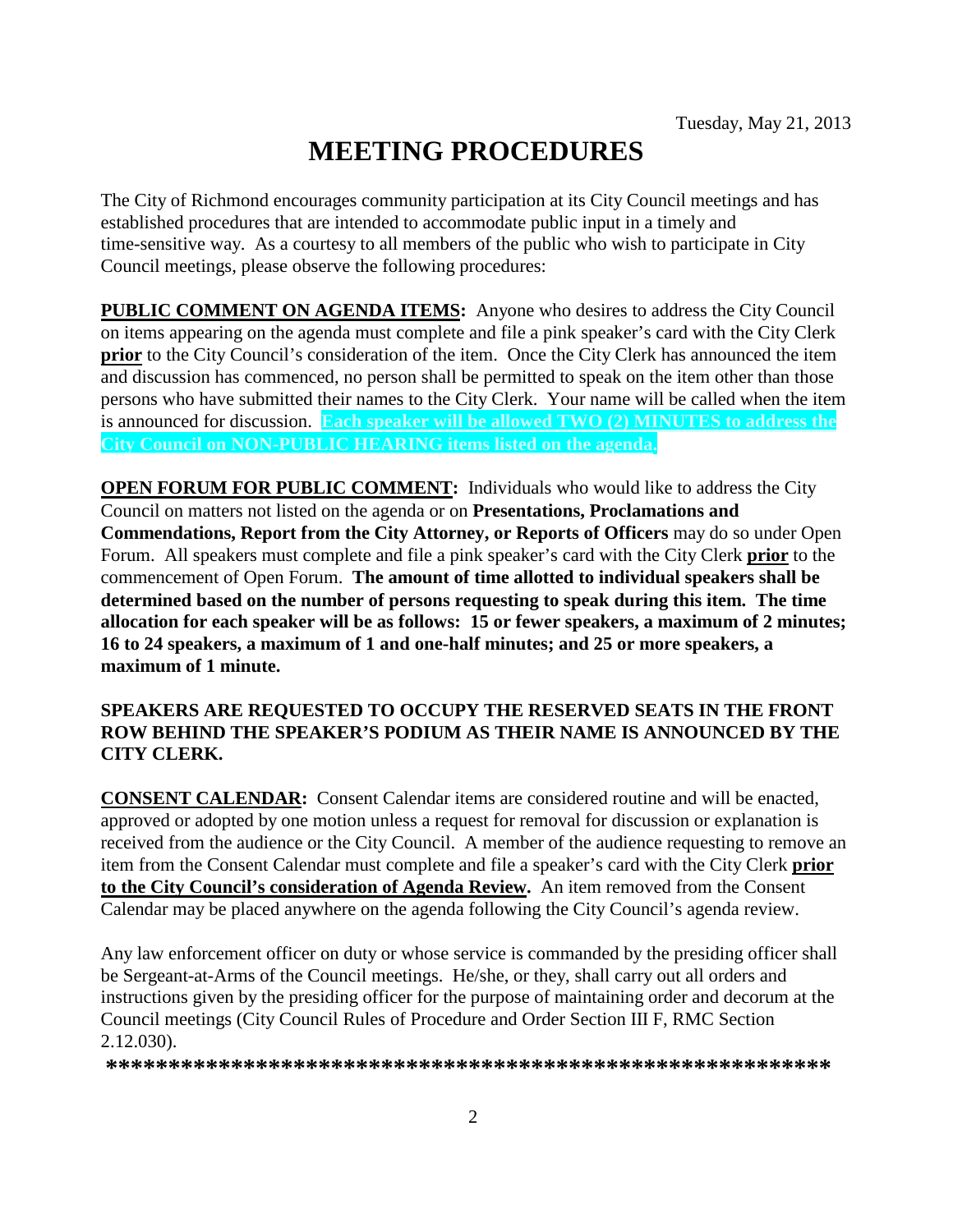Tuesday, May 21, 2013

# MEETING PROCEDURES

The City of Richmond encourages community participation at its City Council meetings and has established procedures that are intended to accommodate public input in a timely and time-sensitive way. As a courtesy to all members of the public who wish to participate in City Council meetings, please observe the following procedures:

**PUBLIC COMMENT ON AGENDA ITEMS:** Anyone who desires to address the City Council on items appearing on the agenda must complete and file a pink speaker's card with the City Clerk **prior** to the City Council's consideration of the item. Once the City Clerk has announced the item and discussion has commenced, no person shall be permitted to speak on the item other than those persons who have submitted their names to the City Clerk. Your name will be called when the item is announced for discussion. **Each speaker will be allowed TWO (2) MINUTES to address the City Council on NON-PUBLIC HEARING items listed on the agenda.**

**OPEN FORUM FOR PUBLIC COMMENT:** Individuals who would like to address the City Council on matters not listed on the agenda or on **Presentations, Proclamations and Commendations, Report from the City Attorney, or Reports of Officers** may do so under Open Forum. All speakers must complete and file a pink speaker's card with the City Clerk **prior** to the commencement of Open Forum. **The amount of time allotted to individual speakers shall be determined based on the number of persons requesting to speak during this item. The time allocation for each speaker will be as follows: 15 or fewer speakers, a maximum of 2 minutes; 16 to 24 speakers, a maximum of 1 and one-half minutes; and 25 or more speakers, a maximum of 1 minute.**

**SPEAKERS ARE REQUESTED TO OCCUPY THE RESERVED SEATS IN THE FRONT ROW BEHIND THE SPEAKER'S PODIUM AS THEIR NAME IS ANNOUNCED BY THE CITY CLERK.**

**CONSENT CALENDAR:** Consent Calendar items are considered routine and will be enacted, approved or adopted by one motion unless a request for removal for discussion or explanation is received from the audience or the City Council. A member of the audience requesting to remove an item from the Consent Calendar must complete and file a speaker's card with the City Clerk **prior to the City Council's consideration of Agenda Review.** An item removed from the Consent Calendar may be placed anywhere on the agenda following the City Council's agenda review.

Any law enforcement officer on duty or whose service is commanded by the presiding officer shall be Sergeant-at-Arms of the Council meetings. He/she, or they, shall carry out all orders and instructions given by the presiding officer for the purpose of maintaining order and decorum at the Council meetings (City Council Rules of Procedure and Order Section III F, RMC Section 2.12.030).

**************************************************************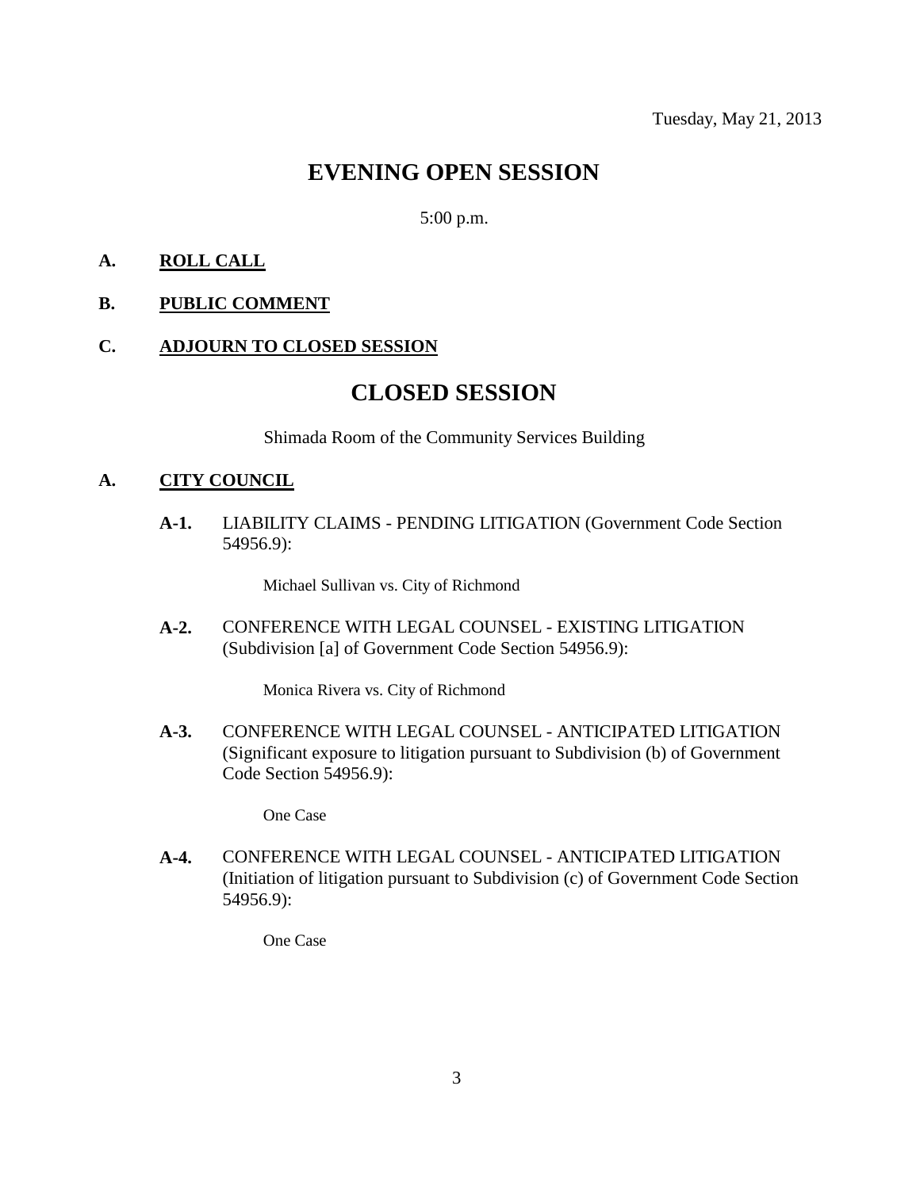Tuesday, May 21, 2013

# EVENING OPEN SESSION

5:00 p.m.

**A. ROLL CALL**

**B. PUBLIC COMMENT**

**C. ADJOURN TO CLOSED SESSION**

# CLOSED SESSION

Shimada Room of the Community Services Building

**A. CITY COUNCIL**

**A-1.** LIABILITY CLAIMS - PENDING LITIGATION (Government Code Section 54956.9):

Michael Sullivan vs. City of Richmond

**A-2.** CONFERENCE WITH LEGAL COUNSEL - EXISTING LITIGATION (Subdivision [a] of Government Code Section 54956.9):

Monica Rivera vs. City of Richmond

**A-3.** CONFERENCE WITH LEGAL COUNSEL - ANTICIPATED LITIGATION (Significant exposure to litigation pursuant to Subdivision (b) of Government Code Section 54956.9):

One Case

**A-4.** CONFERENCE WITH LEGAL COUNSEL - ANTICIPATED LITIGATION (Initiation of litigation pursuant to Subdivision (c) of Government Code Section 54956.9):

One Case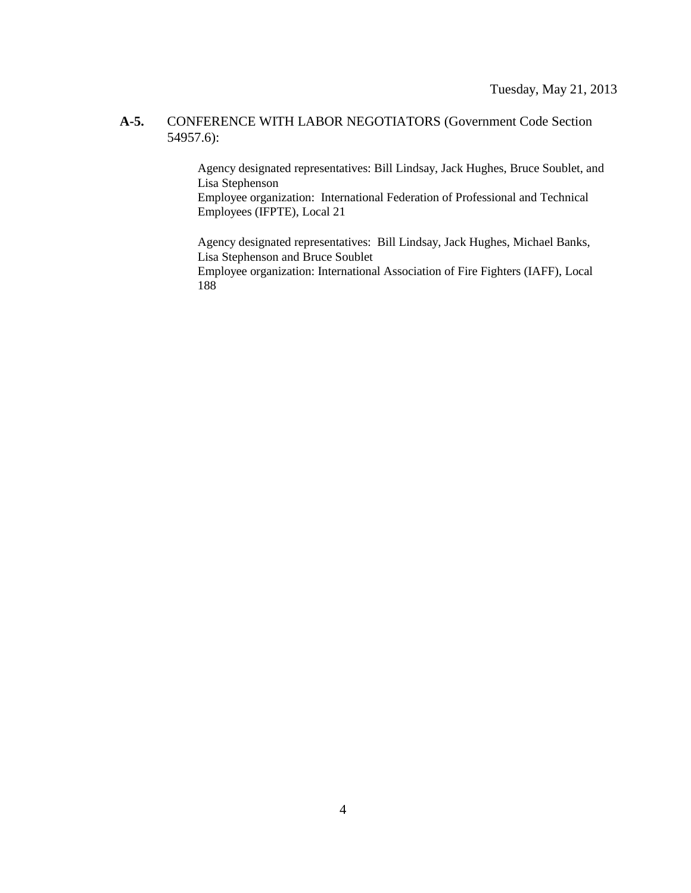**A-5.** CONFERENCE WITH LABOR NEGOTIATORS (Government Code Section 54957.6):

Agency designated representatives: Bill Lindsay, Jack Hughes, Bruce Soublet, and Lisa Stephenson
Employee organization: International Federation of Professional and Technical Employees (IFPTE), Local 21

Agency designated representatives: Bill Lindsay, Jack Hughes, Michael Banks, Lisa Stephenson and Bruce Soublet
Employee organization: International Association of Fire Fighters (IAFF), Local 188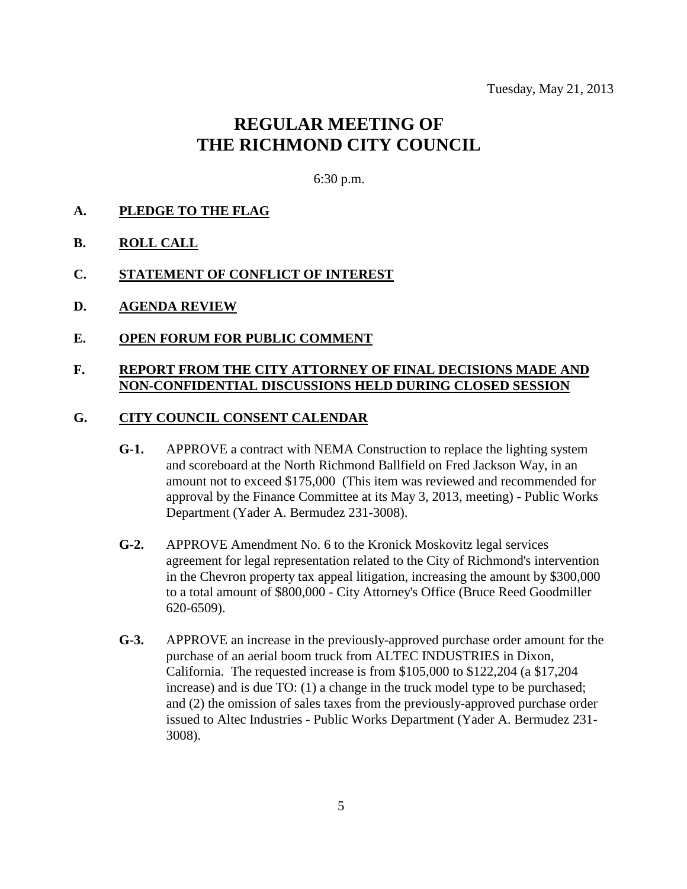Tuesday, May 21, 2013

# REGULAR MEETING OF THE RICHMOND CITY COUNCIL

6:30 p.m.

**A. PLEDGE TO THE FLAG**

**B. ROLL CALL**

**C. STATEMENT OF CONFLICT OF INTEREST**

**D. AGENDA REVIEW**

**E. OPEN FORUM FOR PUBLIC COMMENT**

**F. REPORT FROM THE CITY ATTORNEY OF FINAL DECISIONS MADE AND NON-CONFIDENTIAL DISCUSSIONS HELD DURING CLOSED SESSION**

**G. CITY COUNCIL CONSENT CALENDAR**

**G-1.** APPROVE a contract with NEMA Construction to replace the lighting system and scoreboard at the North Richmond Ballfield on Fred Jackson Way, in an amount not to exceed $175,000 (This item was reviewed and recommended for approval by the Finance Committee at its May 3, 2013, meeting) - Public Works Department (Yader A. Bermudez 231-3008).

**G-2.** APPROVE Amendment No. 6 to the Kronick Moskovitz legal services agreement for legal representation related to the City of Richmond's intervention in the Chevron property tax appeal litigation, increasing the amount by $300,000 to a total amount of $800,000 - City Attorney's Office (Bruce Reed Goodmiller 620-6509).

**G-3.** APPROVE an increase in the previously-approved purchase order amount for the purchase of an aerial boom truck from ALTEC INDUSTRIES in Dixon, California. The requested increase is from $105,000 to $122,204 (a $17,204 increase) and is due TO: (1) a change in the truck model type to be purchased; and (2) the omission of sales taxes from the previously-approved purchase order issued to Altec Industries - Public Works Department (Yader A. Bermudez 231-3008).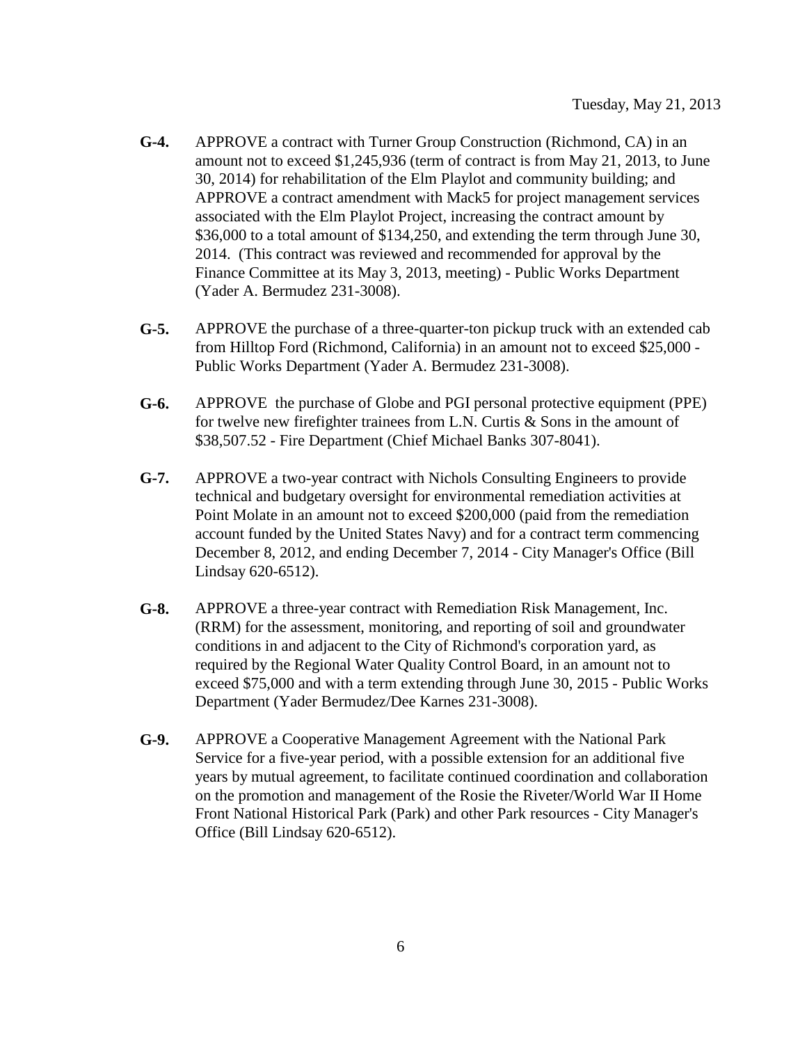**G-4.** APPROVE a contract with Turner Group Construction (Richmond, CA) in an amount not to exceed $1,245,936 (term of contract is from May 21, 2013, to June 30, 2014) for rehabilitation of the Elm Playlot and community building; and APPROVE a contract amendment with Mack5 for project management services associated with the Elm Playlot Project, increasing the contract amount by $36,000 to a total amount of $134,250, and extending the term through June 30, 2014. (This contract was reviewed and recommended for approval by the Finance Committee at its May 3, 2013, meeting) - Public Works Department (Yader A. Bermudez 231-3008).

**G-5.** APPROVE the purchase of a three-quarter-ton pickup truck with an extended cab from Hilltop Ford (Richmond, California) in an amount not to exceed $25,000 - Public Works Department (Yader A. Bermudez 231-3008).

**G-6.** APPROVE the purchase of Globe and PGI personal protective equipment (PPE) for twelve new firefighter trainees from L.N. Curtis & Sons in the amount of $38,507.52 - Fire Department (Chief Michael Banks 307-8041).

**G-7.** APPROVE a two-year contract with Nichols Consulting Engineers to provide technical and budgetary oversight for environmental remediation activities at Point Molate in an amount not to exceed $200,000 (paid from the remediation account funded by the United States Navy) and for a contract term commencing December 8, 2012, and ending December 7, 2014 - City Manager's Office (Bill Lindsay 620-6512).

**G-8.** APPROVE a three-year contract with Remediation Risk Management, Inc. (RRM) for the assessment, monitoring, and reporting of soil and groundwater conditions in and adjacent to the City of Richmond's corporation yard, as required by the Regional Water Quality Control Board, in an amount not to exceed $75,000 and with a term extending through June 30, 2015 - Public Works Department (Yader Bermudez/Dee Karnes 231-3008).

**G-9.** APPROVE a Cooperative Management Agreement with the National Park Service for a five-year period, with a possible extension for an additional five years by mutual agreement, to facilitate continued coordination and collaboration on the promotion and management of the Rosie the Riveter/World War II Home Front National Historical Park (Park) and other Park resources - City Manager's Office (Bill Lindsay 620-6512).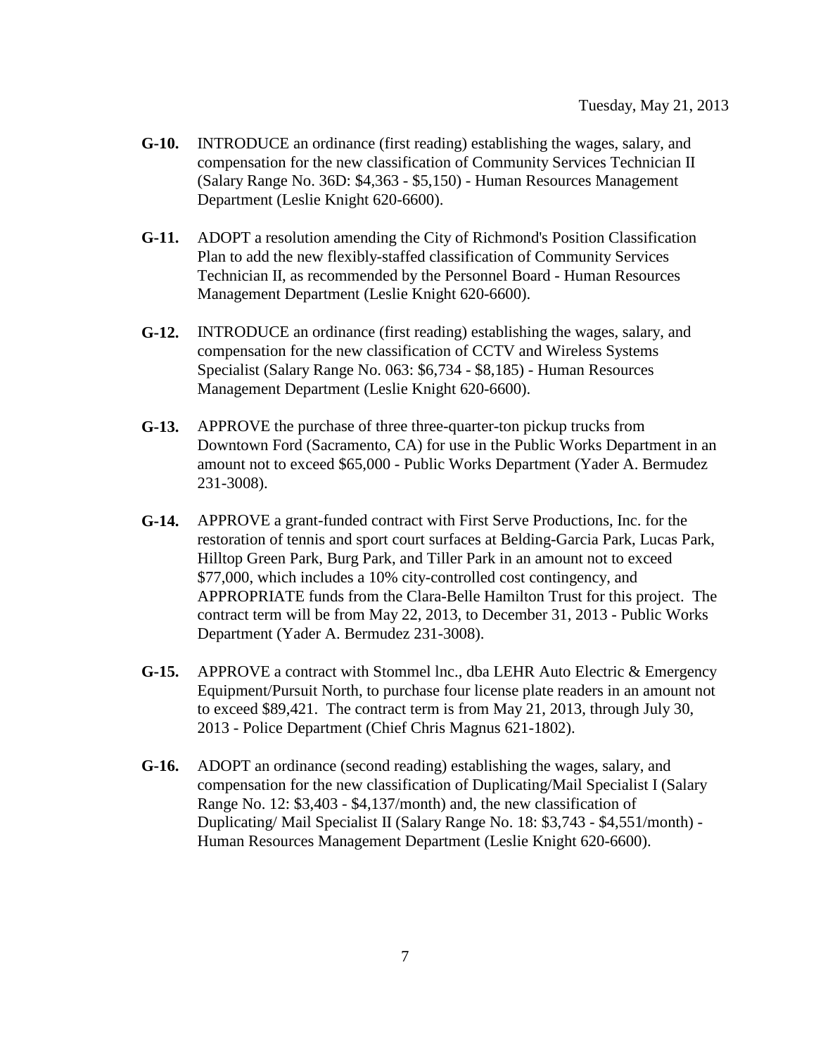**G-10.** INTRODUCE an ordinance (first reading) establishing the wages, salary, and compensation for the new classification of Community Services Technician II (Salary Range No. 36D: $4,363 - $5,150) - Human Resources Management Department (Leslie Knight 620-6600).

**G-11.** ADOPT a resolution amending the City of Richmond's Position Classification Plan to add the new flexibly-staffed classification of Community Services Technician II, as recommended by the Personnel Board - Human Resources Management Department (Leslie Knight 620-6600).

**G-12.** INTRODUCE an ordinance (first reading) establishing the wages, salary, and compensation for the new classification of CCTV and Wireless Systems Specialist (Salary Range No. 063: $6,734 - $8,185) - Human Resources Management Department (Leslie Knight 620-6600).

**G-13.** APPROVE the purchase of three three-quarter-ton pickup trucks from Downtown Ford (Sacramento, CA) for use in the Public Works Department in an amount not to exceed $65,000 - Public Works Department (Yader A. Bermudez 231-3008).

**G-14.** APPROVE a grant-funded contract with First Serve Productions, Inc. for the restoration of tennis and sport court surfaces at Belding-Garcia Park, Lucas Park, Hilltop Green Park, Burg Park, and Tiller Park in an amount not to exceed $77,000, which includes a 10% city-controlled cost contingency, and APPROPRIATE funds from the Clara-Belle Hamilton Trust for this project. The contract term will be from May 22, 2013, to December 31, 2013 - Public Works Department (Yader A. Bermudez 231-3008).

**G-15.** APPROVE a contract with Stommel lnc., dba LEHR Auto Electric & Emergency Equipment/Pursuit North, to purchase four license plate readers in an amount not to exceed $89,421. The contract term is from May 21, 2013, through July 30, 2013 - Police Department (Chief Chris Magnus 621-1802).

**G-16.** ADOPT an ordinance (second reading) establishing the wages, salary, and compensation for the new classification of Duplicating/Mail Specialist I (Salary Range No. 12: $3,403 - $4,137/month) and, the new classification of Duplicating/ Mail Specialist II (Salary Range No. 18: $3,743 - $4,551/month) - Human Resources Management Department (Leslie Knight 620-6600).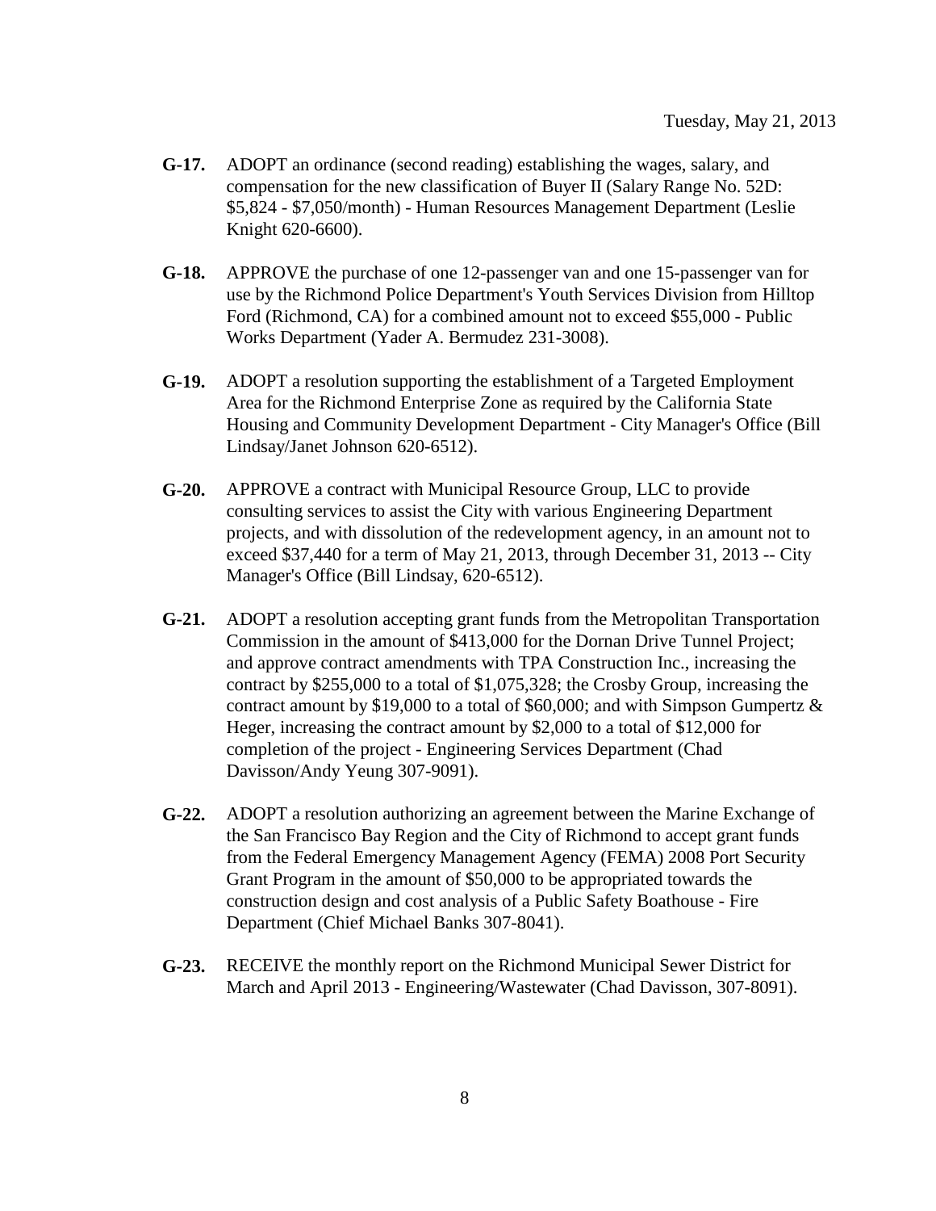**G-17.** ADOPT an ordinance (second reading) establishing the wages, salary, and compensation for the new classification of Buyer II (Salary Range No. 52D: $5,824 - $7,050/month) - Human Resources Management Department (Leslie Knight 620-6600).

**G-18.** APPROVE the purchase of one 12-passenger van and one 15-passenger van for use by the Richmond Police Department's Youth Services Division from Hilltop Ford (Richmond, CA) for a combined amount not to exceed $55,000 - Public Works Department (Yader A. Bermudez 231-3008).

**G-19.** ADOPT a resolution supporting the establishment of a Targeted Employment Area for the Richmond Enterprise Zone as required by the California State Housing and Community Development Department - City Manager's Office (Bill Lindsay/Janet Johnson 620-6512).

**G-20.** APPROVE a contract with Municipal Resource Group, LLC to provide consulting services to assist the City with various Engineering Department projects, and with dissolution of the redevelopment agency, in an amount not to exceed $37,440 for a term of May 21, 2013, through December 31, 2013 -- City Manager's Office (Bill Lindsay, 620-6512).

**G-21.** ADOPT a resolution accepting grant funds from the Metropolitan Transportation Commission in the amount of $413,000 for the Dornan Drive Tunnel Project; and approve contract amendments with TPA Construction Inc., increasing the contract by $255,000 to a total of $1,075,328; the Crosby Group, increasing the contract amount by $19,000 to a total of $60,000; and with Simpson Gumpertz & Heger, increasing the contract amount by $2,000 to a total of $12,000 for completion of the project - Engineering Services Department (Chad Davisson/Andy Yeung 307-9091).

**G-22.** ADOPT a resolution authorizing an agreement between the Marine Exchange of the San Francisco Bay Region and the City of Richmond to accept grant funds from the Federal Emergency Management Agency (FEMA) 2008 Port Security Grant Program in the amount of $50,000 to be appropriated towards the construction design and cost analysis of a Public Safety Boathouse - Fire Department (Chief Michael Banks 307-8041).

**G-23.** RECEIVE the monthly report on the Richmond Municipal Sewer District for March and April 2013 - Engineering/Wastewater (Chad Davisson, 307-8091).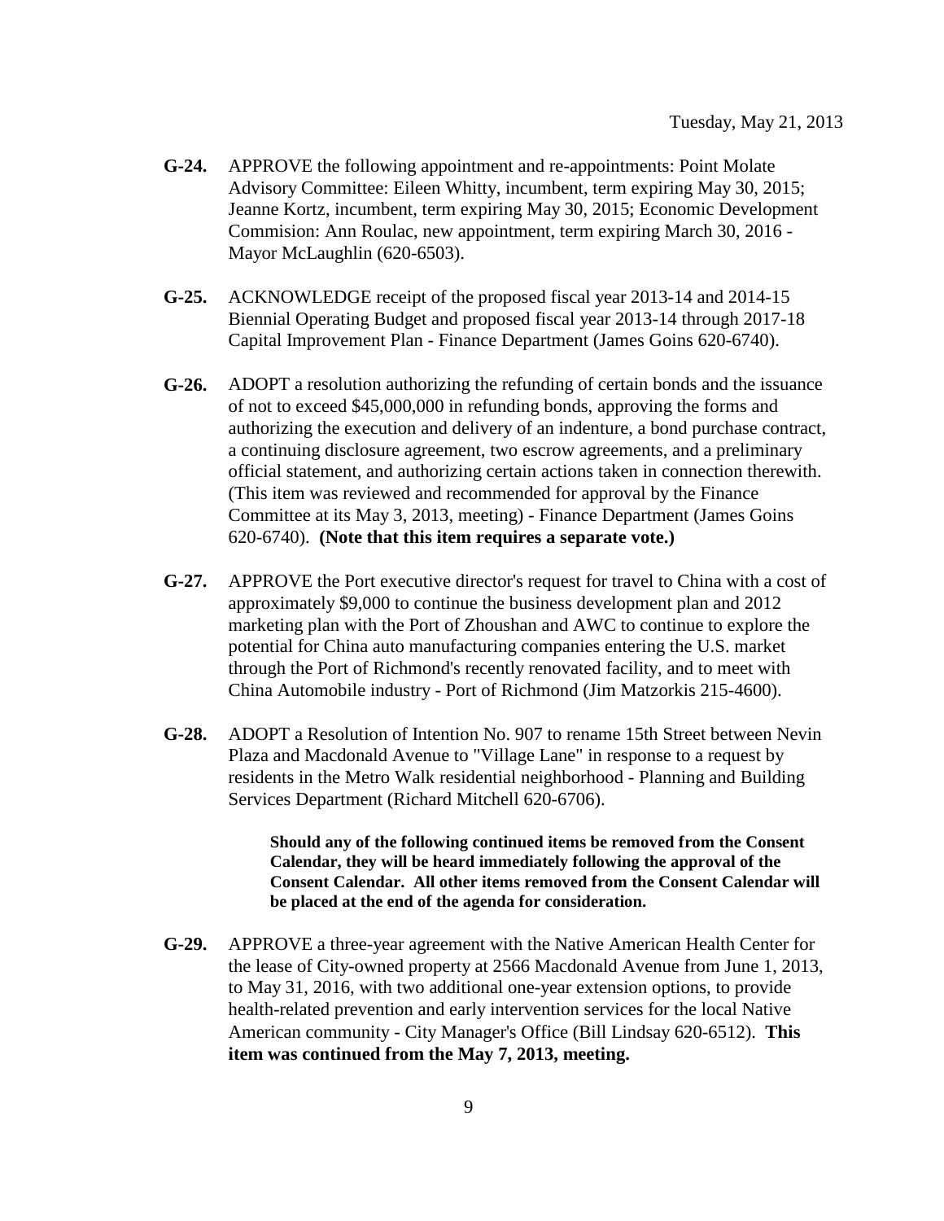**G-24.** APPROVE the following appointment and re-appointments: Point Molate Advisory Committee: Eileen Whitty, incumbent, term expiring May 30, 2015; Jeanne Kortz, incumbent, term expiring May 30, 2015; Economic Development Commision: Ann Roulac, new appointment, term expiring March 30, 2016 - Mayor McLaughlin (620-6503).

**G-25.** ACKNOWLEDGE receipt of the proposed fiscal year 2013-14 and 2014-15 Biennial Operating Budget and proposed fiscal year 2013-14 through 2017-18 Capital Improvement Plan - Finance Department (James Goins 620-6740).

**G-26.** ADOPT a resolution authorizing the refunding of certain bonds and the issuance of not to exceed $45,000,000 in refunding bonds, approving the forms and authorizing the execution and delivery of an indenture, a bond purchase contract, a continuing disclosure agreement, two escrow agreements, and a preliminary official statement, and authorizing certain actions taken in connection therewith. (This item was reviewed and recommended for approval by the Finance Committee at its May 3, 2013, meeting) - Finance Department (James Goins 620-6740). **(Note that this item requires a separate vote.)**

**G-27.** APPROVE the Port executive director's request for travel to China with a cost of approximately $9,000 to continue the business development plan and 2012 marketing plan with the Port of Zhoushan and AWC to continue to explore the potential for China auto manufacturing companies entering the U.S. market through the Port of Richmond's recently renovated facility, and to meet with China Automobile industry - Port of Richmond (Jim Matzorkis 215-4600).

**G-28.** ADOPT a Resolution of Intention No. 907 to rename 15th Street between Nevin Plaza and Macdonald Avenue to "Village Lane" in response to a request by residents in the Metro Walk residential neighborhood - Planning and Building Services Department (Richard Mitchell 620-6706).

**Should any of the following continued items be removed from the Consent Calendar, they will be heard immediately following the approval of the Consent Calendar. All other items removed from the Consent Calendar will be placed at the end of the agenda for consideration.**

**G-29.** APPROVE a three-year agreement with the Native American Health Center for the lease of City-owned property at 2566 Macdonald Avenue from June 1, 2013, to May 31, 2016, with two additional one-year extension options, to provide health-related prevention and early intervention services for the local Native American community - City Manager's Office (Bill Lindsay 620-6512). **This item was continued from the May 7, 2013, meeting.**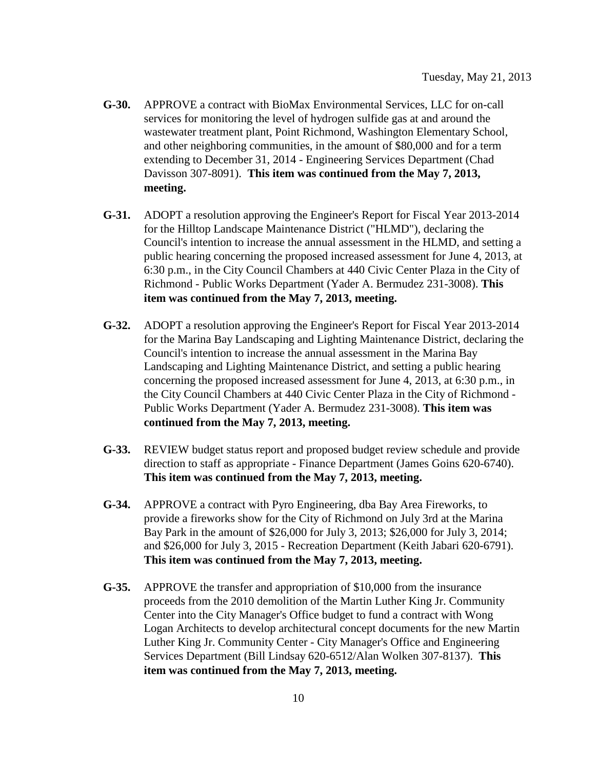Tuesday, May 21, 2013

**G-30.** APPROVE a contract with BioMax Environmental Services, LLC for on-call services for monitoring the level of hydrogen sulfide gas at and around the wastewater treatment plant, Point Richmond, Washington Elementary School, and other neighboring communities, in the amount of $80,000 and for a term extending to December 31, 2014 - Engineering Services Department (Chad Davisson 307-8091). **This item was continued from the May 7, 2013, meeting.**

**G-31.** ADOPT a resolution approving the Engineer's Report for Fiscal Year 2013-2014 for the Hilltop Landscape Maintenance District ("HLMD"), declaring the Council's intention to increase the annual assessment in the HLMD, and setting a public hearing concerning the proposed increased assessment for June 4, 2013, at 6:30 p.m., in the City Council Chambers at 440 Civic Center Plaza in the City of Richmond - Public Works Department (Yader A. Bermudez 231-3008). **This item was continued from the May 7, 2013, meeting.**

**G-32.** ADOPT a resolution approving the Engineer's Report for Fiscal Year 2013-2014 for the Marina Bay Landscaping and Lighting Maintenance District, declaring the Council's intention to increase the annual assessment in the Marina Bay Landscaping and Lighting Maintenance District, and setting a public hearing concerning the proposed increased assessment for June 4, 2013, at 6:30 p.m., in the City Council Chambers at 440 Civic Center Plaza in the City of Richmond - Public Works Department (Yader A. Bermudez 231-3008). **This item was continued from the May 7, 2013, meeting.**

**G-33.** REVIEW budget status report and proposed budget review schedule and provide direction to staff as appropriate - Finance Department (James Goins 620-6740). **This item was continued from the May 7, 2013, meeting.**

**G-34.** APPROVE a contract with Pyro Engineering, dba Bay Area Fireworks, to provide a fireworks show for the City of Richmond on July 3rd at the Marina Bay Park in the amount of $26,000 for July 3, 2013; $26,000 for July 3, 2014; and $26,000 for July 3, 2015 - Recreation Department (Keith Jabari 620-6791). **This item was continued from the May 7, 2013, meeting.**

**G-35.** APPROVE the transfer and appropriation of $10,000 from the insurance proceeds from the 2010 demolition of the Martin Luther King Jr. Community Center into the City Manager's Office budget to fund a contract with Wong Logan Architects to develop architectural concept documents for the new Martin Luther King Jr. Community Center - City Manager's Office and Engineering Services Department (Bill Lindsay 620-6512/Alan Wolken 307-8137). **This item was continued from the May 7, 2013, meeting.**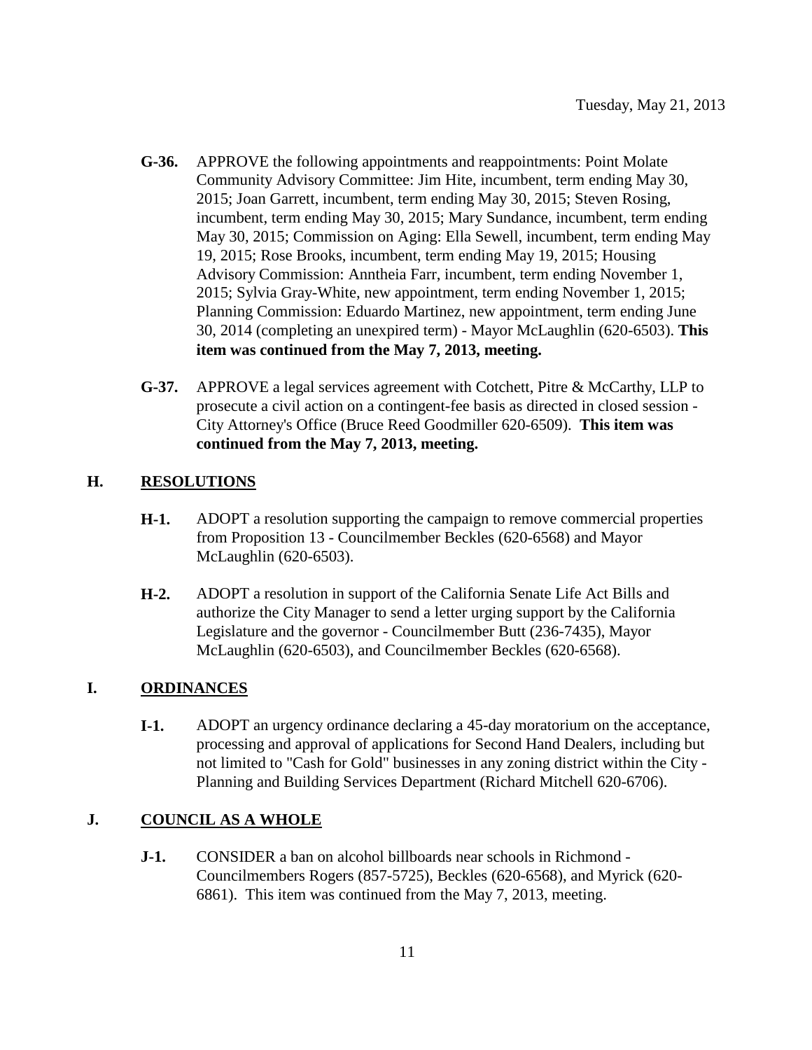- **G-36.** APPROVE the following appointments and reappointments: Point Molate Community Advisory Committee: Jim Hite, incumbent, term ending May 30, 2015; Joan Garrett, incumbent, term ending May 30, 2015; Steven Rosing, incumbent, term ending May 30, 2015; Mary Sundance, incumbent, term ending May 30, 2015; Commission on Aging: Ella Sewell, incumbent, term ending May 19, 2015; Rose Brooks, incumbent, term ending May 19, 2015; Housing Advisory Commission: Anntheia Farr, incumbent, term ending November 1, 2015; Sylvia Gray-White, new appointment, term ending November 1, 2015; Planning Commission: Eduardo Martinez, new appointment, term ending June 30, 2014 (completing an unexpired term) - Mayor McLaughlin (620-6503). **This item was continued from the May 7, 2013, meeting.**

- **G-37.** APPROVE a legal services agreement with Cotchett, Pitre & McCarthy, LLP to prosecute a civil action on a contingent-fee basis as directed in closed session - City Attorney's Office (Bruce Reed Goodmiller 620-6509). **This item was continued from the May 7, 2013, meeting.**

## H. RESOLUTIONS

- **H-1.** ADOPT a resolution supporting the campaign to remove commercial properties from Proposition 13 - Councilmember Beckles (620-6568) and Mayor McLaughlin (620-6503).

- **H-2.** ADOPT a resolution in support of the California Senate Life Act Bills and authorize the City Manager to send a letter urging support by the California Legislature and the governor - Councilmember Butt (236-7435), Mayor McLaughlin (620-6503), and Councilmember Beckles (620-6568).

## I. ORDINANCES

- **I-1.** ADOPT an urgency ordinance declaring a 45-day moratorium on the acceptance, processing and approval of applications for Second Hand Dealers, including but not limited to "Cash for Gold" businesses in any zoning district within the City - Planning and Building Services Department (Richard Mitchell 620-6706).

## J. COUNCIL AS A WHOLE

- **J-1.** CONSIDER a ban on alcohol billboards near schools in Richmond - Councilmembers Rogers (857-5725), Beckles (620-6568), and Myrick (620-6861). This item was continued from the May 7, 2013, meeting.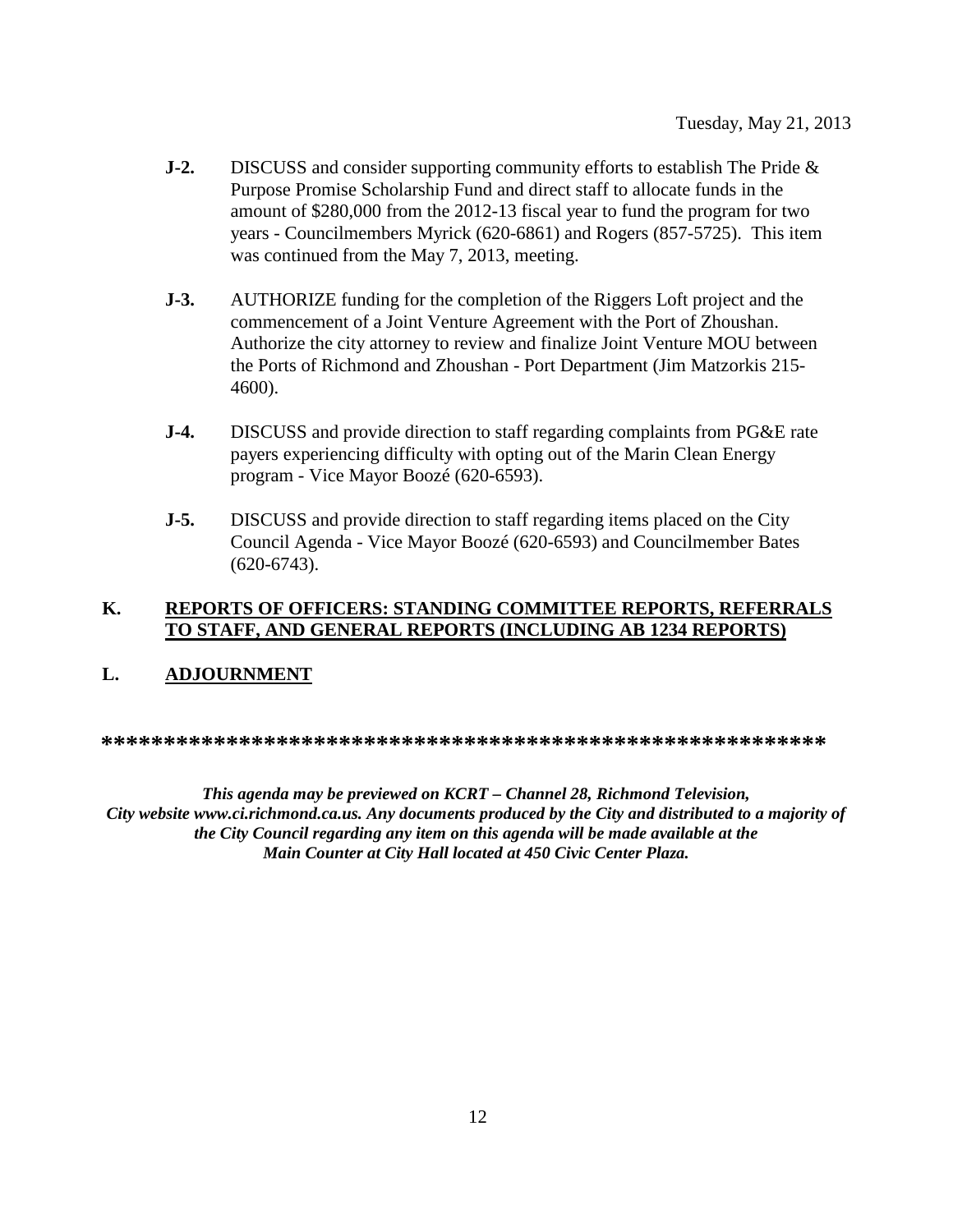Tuesday, May 21, 2013

**J-2.** DISCUSS and consider supporting community efforts to establish The Pride & Purpose Promise Scholarship Fund and direct staff to allocate funds in the amount of $280,000 from the 2012-13 fiscal year to fund the program for two years - Councilmembers Myrick (620-6861) and Rogers (857-5725). This item was continued from the May 7, 2013, meeting.

**J-3.** AUTHORIZE funding for the completion of the Riggers Loft project and the commencement of a Joint Venture Agreement with the Port of Zhoushan. Authorize the city attorney to review and finalize Joint Venture MOU between the Ports of Richmond and Zhoushan - Port Department (Jim Matzorkis 215-4600).

**J-4.** DISCUSS and provide direction to staff regarding complaints from PG&E rate payers experiencing difficulty with opting out of the Marin Clean Energy program - Vice Mayor Boozé (620-6593).

**J-5.** DISCUSS and provide direction to staff regarding items placed on the City Council Agenda - Vice Mayor Boozé (620-6593) and Councilmember Bates (620-6743).

## K. REPORTS OF OFFICERS: STANDING COMMITTEE REPORTS, REFERRALS TO STAFF, AND GENERAL REPORTS (INCLUDING AB 1234 REPORTS)

## L. ADJOURNMENT

**********************************************************

***This agenda may be previewed on KCRT – Channel 28, Richmond Television, City website www.ci.richmond.ca.us. Any documents produced by the City and distributed to a majority of the City Council regarding any item on this agenda will be made available at the Main Counter at City Hall located at 450 Civic Center Plaza.***